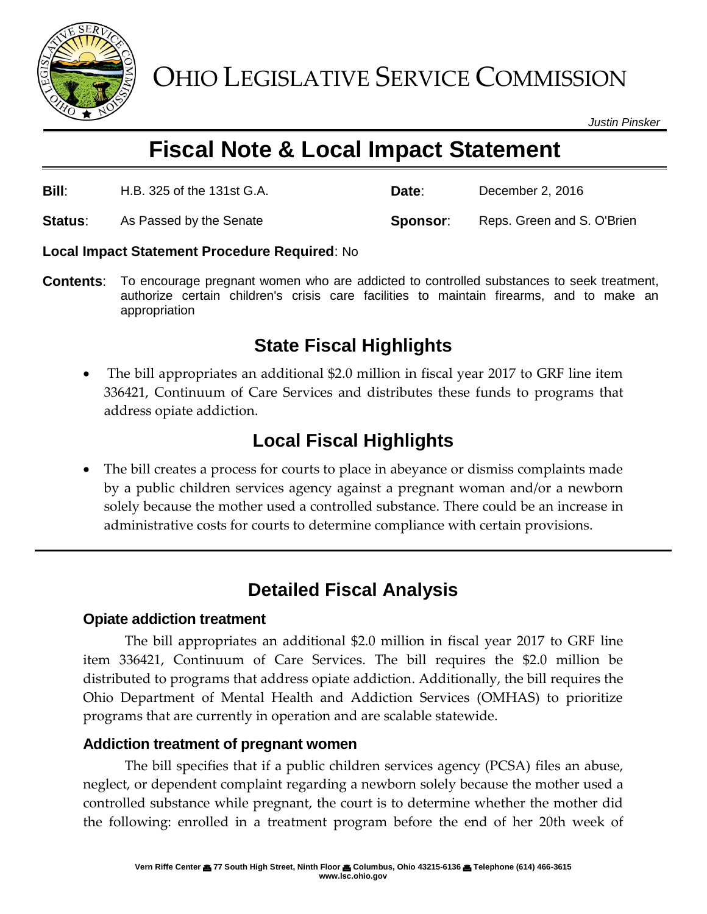# OHIO LEGISLATIVE SERVICE COMMISSION

*Justin Pinsker*

# Fiscal Note & Local Impact Statement

| | | | |
|---|---|---|---|
| **Bill**: | H.B. 325 of the 131st G.A. | **Date**: | December 2, 2016 |
| **Status**: | As Passed by the Senate | **Sponsor**: | Reps. Green and S. O'Brien |

**Local Impact Statement Procedure Required**: No

**Contents**: To encourage pregnant women who are addicted to controlled substances to seek treatment, authorize certain children's crisis care facilities to maintain firearms, and to make an appropriation

## State Fiscal Highlights

- The bill appropriates an additional $2.0 million in fiscal year 2017 to GRF line item 336421, Continuum of Care Services and distributes these funds to programs that address opiate addiction.

## Local Fiscal Highlights

- The bill creates a process for courts to place in abeyance or dismiss complaints made by a public children services agency against a pregnant woman and/or a newborn solely because the mother used a controlled substance. There could be an increase in administrative costs for courts to determine compliance with certain provisions.

## Detailed Fiscal Analysis

### Opiate addiction treatment

The bill appropriates an additional $2.0 million in fiscal year 2017 to GRF line item 336421, Continuum of Care Services. The bill requires the $2.0 million be distributed to programs that address opiate addiction. Additionally, the bill requires the Ohio Department of Mental Health and Addiction Services (OMHAS) to prioritize programs that are currently in operation and are scalable statewide.

### Addiction treatment of pregnant women

The bill specifies that if a public children services agency (PCSA) files an abuse, neglect, or dependent complaint regarding a newborn solely because the mother used a controlled substance while pregnant, the court is to determine whether the mother did the following: enrolled in a treatment program before the end of her 20th week of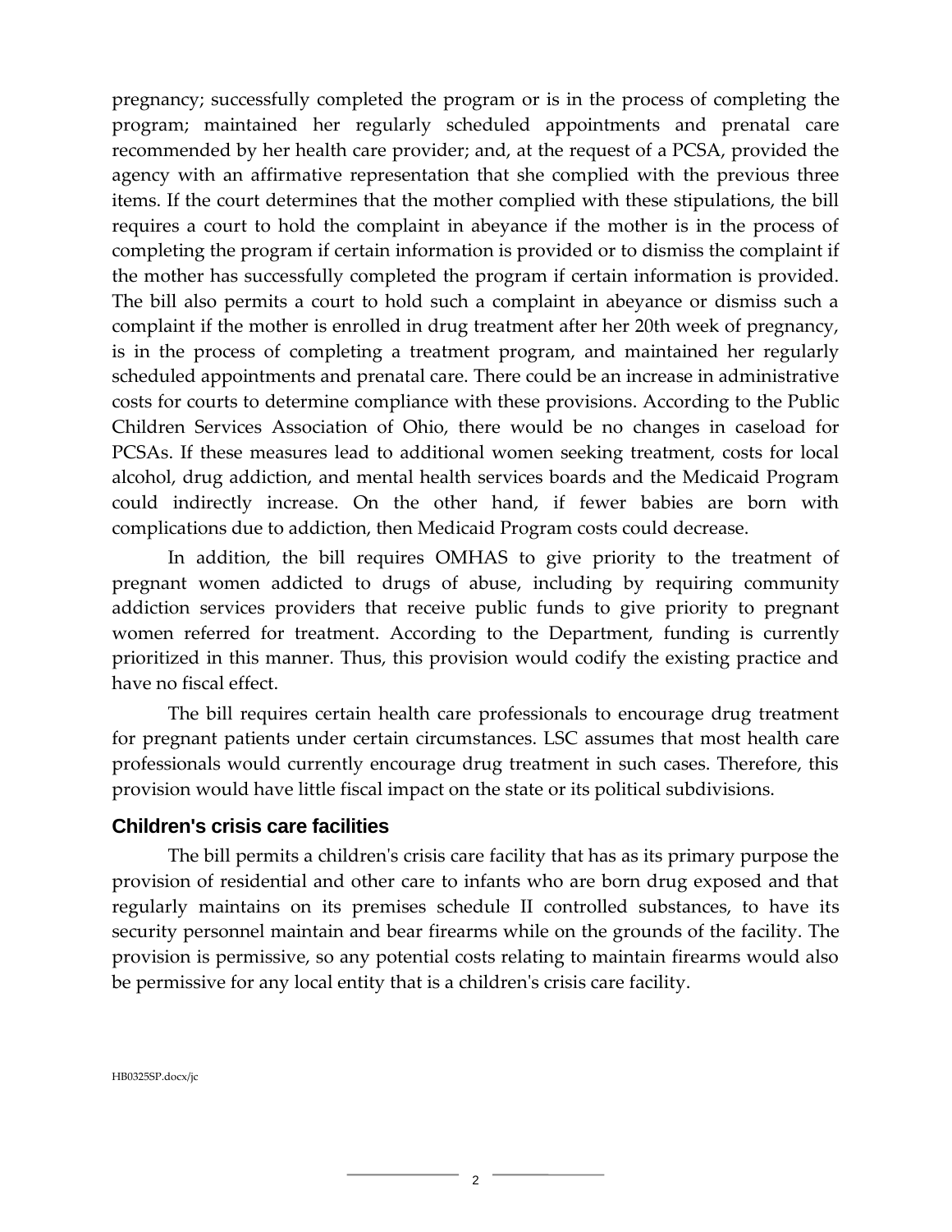pregnancy; successfully completed the program or is in the process of completing the program; maintained her regularly scheduled appointments and prenatal care recommended by her health care provider; and, at the request of a PCSA, provided the agency with an affirmative representation that she complied with the previous three items. If the court determines that the mother complied with these stipulations, the bill requires a court to hold the complaint in abeyance if the mother is in the process of completing the program if certain information is provided or to dismiss the complaint if the mother has successfully completed the program if certain information is provided. The bill also permits a court to hold such a complaint in abeyance or dismiss such a complaint if the mother is enrolled in drug treatment after her 20th week of pregnancy, is in the process of completing a treatment program, and maintained her regularly scheduled appointments and prenatal care. There could be an increase in administrative costs for courts to determine compliance with these provisions. According to the Public Children Services Association of Ohio, there would be no changes in caseload for PCSAs. If these measures lead to additional women seeking treatment, costs for local alcohol, drug addiction, and mental health services boards and the Medicaid Program could indirectly increase. On the other hand, if fewer babies are born with complications due to addiction, then Medicaid Program costs could decrease.

In addition, the bill requires OMHAS to give priority to the treatment of pregnant women addicted to drugs of abuse, including by requiring community addiction services providers that receive public funds to give priority to pregnant women referred for treatment. According to the Department, funding is currently prioritized in this manner. Thus, this provision would codify the existing practice and have no fiscal effect.

The bill requires certain health care professionals to encourage drug treatment for pregnant patients under certain circumstances. LSC assumes that most health care professionals would currently encourage drug treatment in such cases. Therefore, this provision would have little fiscal impact on the state or its political subdivisions.

## Children's crisis care facilities

The bill permits a children's crisis care facility that has as its primary purpose the provision of residential and other care to infants who are born drug exposed and that regularly maintains on its premises schedule II controlled substances, to have its security personnel maintain and bear firearms while on the grounds of the facility. The provision is permissive, so any potential costs relating to maintain firearms would also be permissive for any local entity that is a children's crisis care facility.

HB0325SP.docx/jc